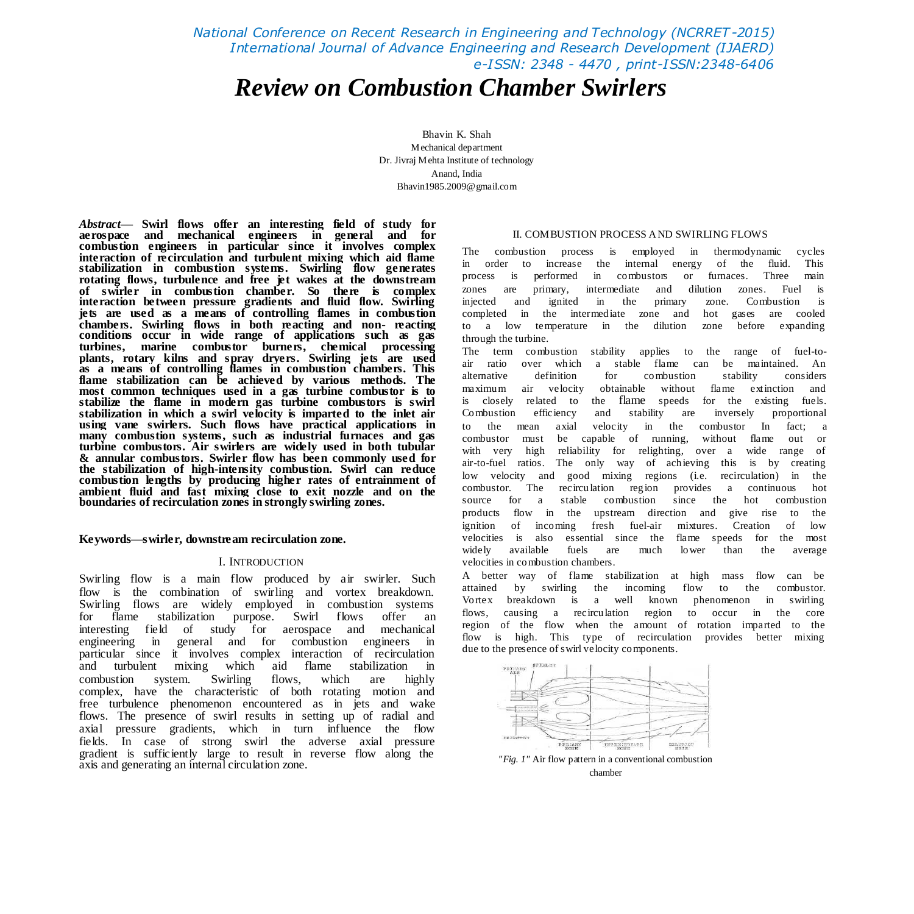# Review on Combustion Chamber Swirlers

Bhavin K. Shah
Mechanical department
Dr. Jivraj Mehta Institute of technology
Anand, India
Bhavin1985.2009@gmail.com

***Abstract*— Swirl flows offer an interesting field of study for aerospace and mechanical engineers in general and for combustion engineers in particular since it involves complex interaction of recirculation and turbulent mixing which aid flame stabilization in combustion systems. Swirling flow generates rotating flows, turbulence and free jet wakes at the downstream of swirler in combustion chamber. So there is complex interaction between pressure gradients and fluid flow. Swirling jets are used as a means of controlling flames in combustion chambers. Swirling flows in both reacting and non- reacting conditions occur in wide range of applications such as gas turbines, marine combustor burners, chemical processing plants, rotary kilns and spray dryers. Swirling jets are used as a means of controlling flames in combustion chambers. This flame stabilization can be achieved by various methods. The most common techniques used in a gas turbine combustor is to stabilize the flame in modern gas turbine combustors is swirl stabilization in which a swirl velocity is imparted to the inlet air using vane swirlers. Such flows have practical applications in many combustion systems, such as industrial furnaces and gas turbine combustors. Air swirlers are widely used in both tubular & annular combustors. Swirler flow has been commonly used for the stabilization of high-intensity combustion. Swirl can reduce combustion lengths by producing higher rates of entrainment of ambient fluid and fast mixing close to exit nozzle and on the boundaries of recirculation zones in strongly swirling zones.**

**Keywords—swirler, downstream recirculation zone.**

## I. INTRODUCTION

Swirling flow is a main flow produced by air swirler. Such flow is the combination of swirling and vortex breakdown. Swirling flows are widely employed in combustion systems for flame stabilization purpose. Swirl flows offer an interesting field of study for aerospace and mechanical engineering in general and for combustion engineers in particular since it involves complex interaction of recirculation and turbulent mixing which aid flame stabilization in combustion system. Swirling flows, which are highly complex, have the characteristic of both rotating motion and free turbulence phenomenon encountered as in jets and wake flows. The presence of swirl results in setting up of radial and axial pressure gradients, which in turn influence the flow fields. In case of strong swirl the adverse axial pressure gradient is sufficiently large to result in reverse flow along the axis and generating an internal circulation zone.

## II. COMBUSTION PROCESS AND SWIRLING FLOWS

The combustion process is employed in thermodynamic cycles in order to increase the internal energy of the fluid. This process is performed in combustors or furnaces. Three main zones are primary, intermediate and dilution zones. Fuel is injected and ignited in the primary zone. Combustion is completed in the intermediate zone and hot gases are cooled to a low temperature in the dilution zone before expanding through the turbine.

The term combustion stability applies to the range of fuel-to-air ratio over which a stable flame can be maintained. An alternative definition for combustion stability considers maximum air velocity obtainable without flame extinction and is closely related to the flame speeds for the existing fuels. Combustion efficiency and stability are inversely proportional to the mean axial velocity in the combustor In fact; a combustor must be capable of running, without flame out or with very high reliability for relighting, over a wide range of air-to-fuel ratios. The only way of achieving this is by creating low velocity and good mixing regions (i.e. recirculation) in the combustor. The recirculation region provides a continuous hot source for a stable combustion since the hot combustion products flow in the upstream direction and give rise to the ignition of incoming fresh fuel-air mixtures. Creation of low velocities is also essential since the flame speeds for the most widely available fuels are much lower than the average velocities in combustion chambers.

A better way of flame stabilization at high mass flow can be attained by swirling the incoming flow to the combustor. Vortex breakdown is a well known phenomenon in swirling flows, causing a recirculation region to occur in the core region of the flow when the amount of rotation imparted to the flow is high. This type of recirculation provides better mixing due to the presence of swirl velocity components.

*"Fig. 1"* Air flow pattern in a conventional combustion chamber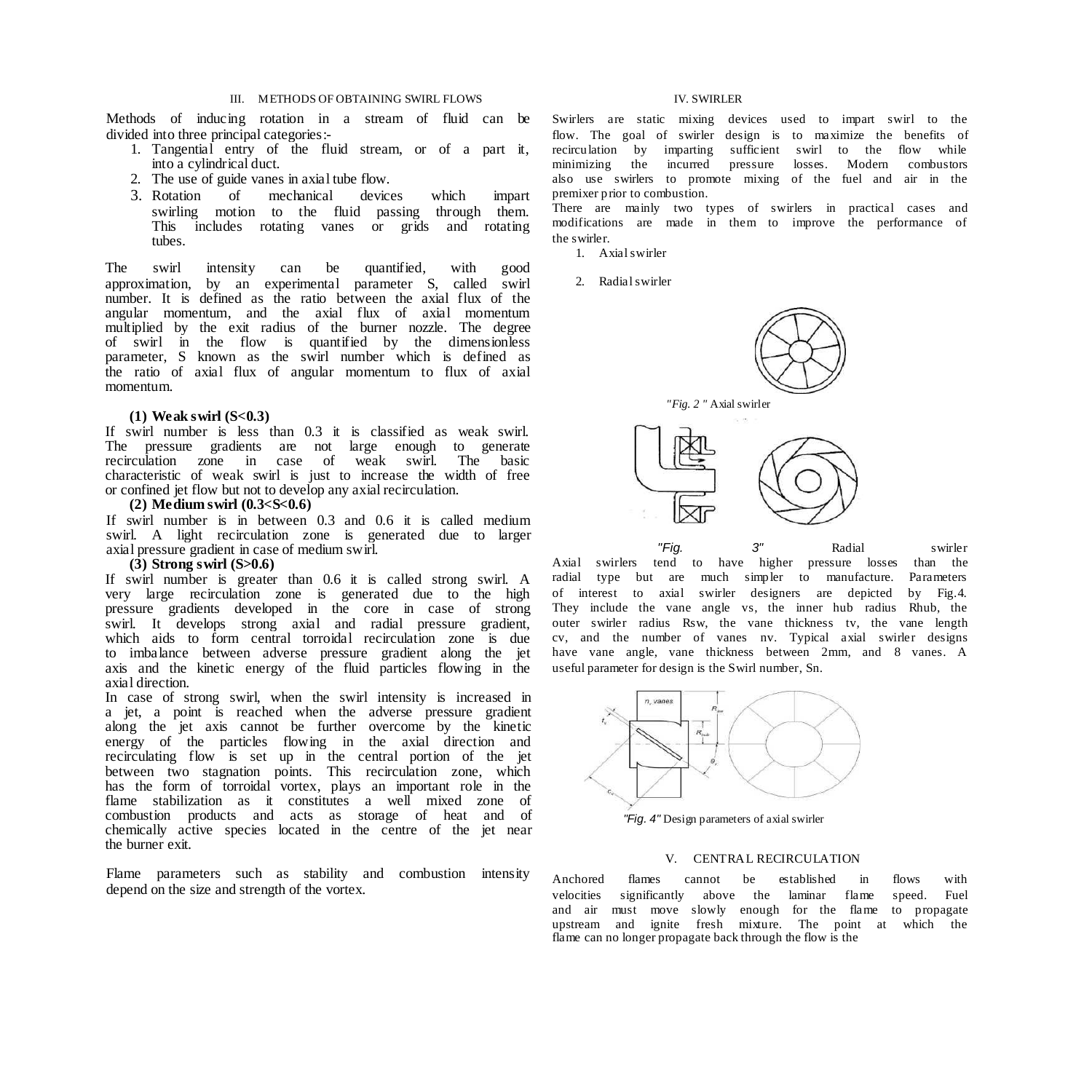## III. METHODS OF OBTAINING SWIRL FLOWS

Methods of inducing rotation in a stream of fluid can be divided into three principal categories:-

1. Tangential entry of the fluid stream, or of a part it, into a cylindrical duct.
2. The use of guide vanes in axial tube flow.
3. Rotation of mechanical devices which impart swirling motion to the fluid passing through them. This includes rotating vanes or grids and rotating tubes.

The swirl intensity can be quantified, with good approximation, by an experimental parameter S, called swirl number. It is defined as the ratio between the axial flux of the angular momentum, and the axial flux of axial momentum multiplied by the exit radius of the burner nozzle. The degree of swirl in the flow is quantified by the dimensionless parameter, S known as the swirl number which is defined as the ratio of axial flux of angular momentum to flux of axial momentum.

**(1) Weak swirl ($S<0.3$)**

If swirl number is less than 0.3 it is classified as weak swirl. The pressure gradients are not large enough to generate recirculation zone in case of weak swirl. The basic characteristic of weak swirl is just to increase the width of free or confined jet flow but not to develop any axial recirculation.

**(2) Medium swirl ($0.3<S<0.6$)**

If swirl number is in between 0.3 and 0.6 it is called medium swirl. A light recirculation zone is generated due to larger axial pressure gradient in case of medium swirl.

**(3) Strong swirl ($S>0.6$)**

If swirl number is greater than 0.6 it is called strong swirl. A very large recirculation zone is generated due to the high pressure gradients developed in the core in case of strong swirl. It develops strong axial and radial pressure gradient, which aids to form central torroidal recirculation zone is due to imbalance between adverse pressure gradient along the jet axis and the kinetic energy of the fluid particles flowing in the axial direction.

In case of strong swirl, when the swirl intensity is increased in a jet, a point is reached when the adverse pressure gradient along the jet axis cannot be further overcome by the kinetic energy of the particles flowing in the axial direction and recirculating flow is set up in the central portion of the jet between two stagnation points. This recirculation zone, which has the form of torroidal vortex, plays an important role in the flame stabilization as it constitutes a well mixed zone of combustion products and acts as storage of heat and of chemically active species located in the centre of the jet near the burner exit.

Flame parameters such as stability and combustion intensity depend on the size and strength of the vortex.

## IV. SWIRLER

Swirlers are static mixing devices used to impart swirl to the flow. The goal of swirler design is to maximize the benefits of recirculation by imparting sufficient swirl to the flow while minimizing the incurred pressure losses. Modern combustors also use swirlers to promote mixing of the fuel and air in the premixer prior to combustion.

There are mainly two types of swirlers in practical cases and modifications are made in them to improve the performance of the swirler.

1. Axial swirler
2. Radial swirler

*"Fig. 2 "* Axial swirler

*"Fig. 3"* Radial swirler

Axial swirlers tend to have higher pressure losses than the radial type but are much simpler to manufacture. Parameters of interest to axial swirler designers are depicted by Fig.4. They include the vane angle vs, the inner hub radius Rhub, the outer swirler radius Rsw, the vane thickness tv, the vane length cv, and the number of vanes nv. Typical axial swirler designs have vane angle, vane thickness between 2mm, and 8 vanes. A useful parameter for design is the Swirl number, Sn.

*"Fig. 4"* Design parameters of axial swirler

## V. CENTRAL RECIRCULATION

Anchored flames cannot be established in flows with velocities significantly above the laminar flame speed. Fuel and air must move slowly enough for the flame to propagate upstream and ignite fresh mixture. The point at which the flame can no longer propagate back through the flow is the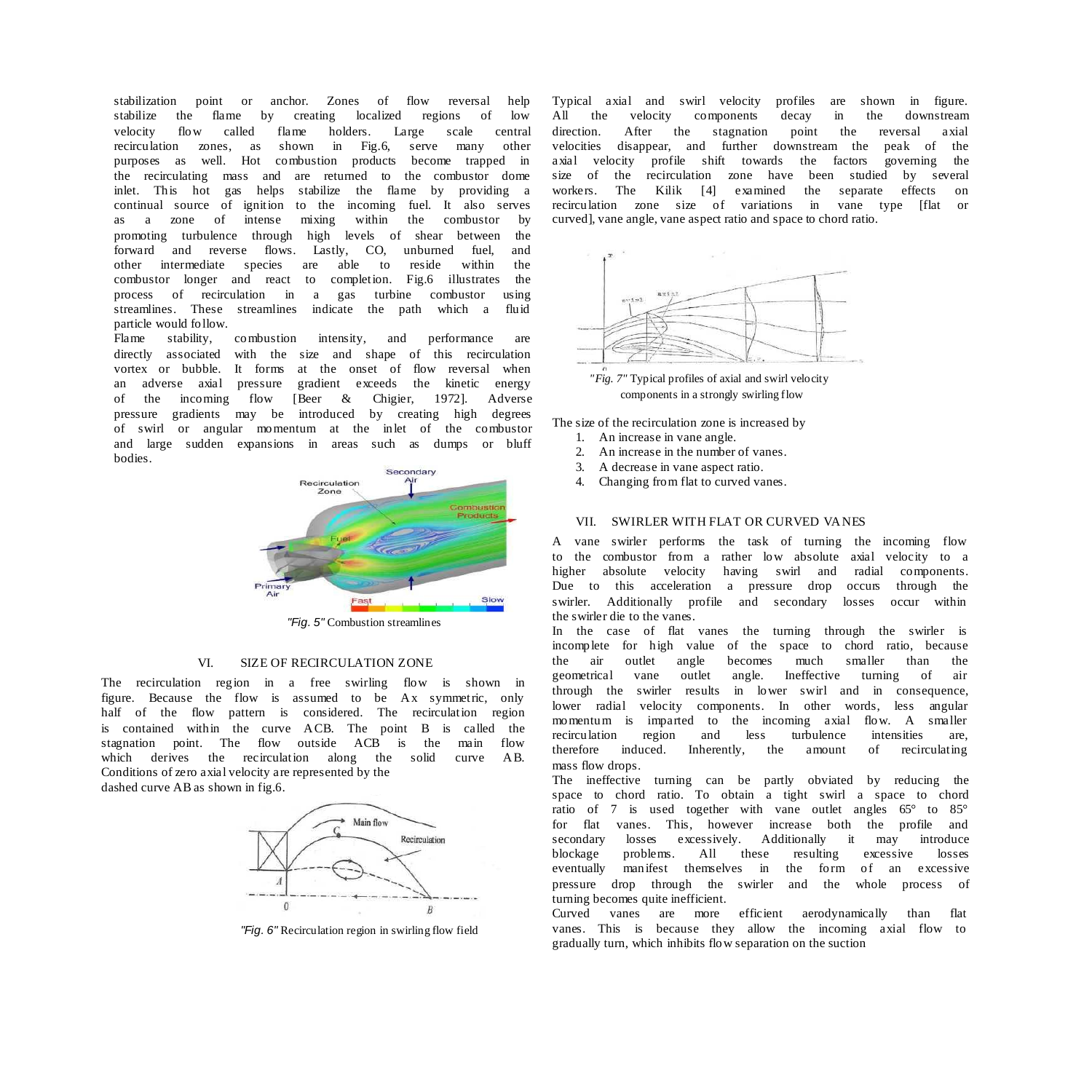stabilization point or anchor. Zones of flow reversal help stabilize the flame by creating localized regions of low velocity flow called flame holders. Large scale central recirculation zones, as shown in Fig.6, serve many other purposes as well. Hot combustion products become trapped in the recirculating mass and are returned to the combustor dome inlet. This hot gas helps stabilize the flame by providing a continual source of ignition to the incoming fuel. It also serves as a zone of intense mixing within the combustor by promoting turbulence through high levels of shear between the forward and reverse flows. Lastly, CO, unburned fuel, and other intermediate species are able to reside within the combustor longer and react to completion. Fig.6 illustrates the process of recirculation in a gas turbine combustor using streamlines. These streamlines indicate the path which a fluid particle would follow.

Flame stability, combustion intensity, and performance are directly associated with the size and shape of this recirculation vortex or bubble. It forms at the onset of flow reversal when an adverse axial pressure gradient exceeds the kinetic energy of the incoming flow [Beer & Chigier, 1972]. Adverse pressure gradients may be introduced by creating high degrees of swirl or angular momentum at the inlet of the combustor and large sudden expansions in areas such as dumps or bluff bodies.

*"Fig. 5"* Combustion streamlines

## VI. SIZE OF RECIRCULATION ZONE

The recirculation region in a free swirling flow is shown in figure. Because the flow is assumed to be Ax symmetric, only half of the flow pattern is considered. The recirculation region is contained within the curve ACB. The point B is called the stagnation point. The flow outside ACB is the main flow which derives the recirculation along the solid curve AB. Conditions of zero axial velocity are represented by the dashed curve AB as shown in fig.6.

*"Fig. 6"* Recirculation region in swirling flow field

Typical axial and swirl velocity profiles are shown in figure. All the velocity components decay in the downstream direction. After the stagnation point the reversal axial velocities disappear, and further downstream the peak of the axial velocity profile shift towards the factors governing the size of the recirculation zone have been studied by several workers. The Kilik [4] examined the separate effects on recirculation zone size of variations in vane type [flat or curved], vane angle, vane aspect ratio and space to chord ratio.

*"Fig. 7"* Typical profiles of axial and swirl velocity components in a strongly swirling flow

The size of the recirculation zone is increased by

1. An increase in vane angle.
2. An increase in the number of vanes.
3. A decrease in vane aspect ratio.
4. Changing from flat to curved vanes.

## VII. SWIRLER WITH FLAT OR CURVED VANES

A vane swirler performs the task of turning the incoming flow to the combustor from a rather low absolute axial velocity to a higher absolute velocity having swirl and radial components. Due to this acceleration a pressure drop occurs through the swirler. Additionally profile and secondary losses occur within the swirler die to the vanes.

In the case of flat vanes the turning through the swirler is incomplete for high value of the space to chord ratio, because the air outlet angle becomes much smaller than the geometrical vane outlet angle. Ineffective turning of air through the swirler results in lower swirl and in consequence, lower radial velocity components. In other words, less angular momentum is imparted to the incoming axial flow. A smaller recirculation region and less turbulence intensities are, therefore induced. Inherently, the amount of recirculating mass flow drops.

The ineffective turning can be partly obviated by reducing the space to chord ratio. To obtain a tight swirl a space to chord ratio of 7 is used together with vane outlet angles 65° to 85° for flat vanes. This, however increase both the profile and secondary losses excessively. Additionally it may introduce blockage problems. All these resulting excessive losses eventually manifest themselves in the form of an excessive pressure drop through the swirler and the whole process of turning becomes quite inefficient.

Curved vanes are more efficient aerodynamically than flat vanes. This is because they allow the incoming axial flow to gradually turn, which inhibits flow separation on the suction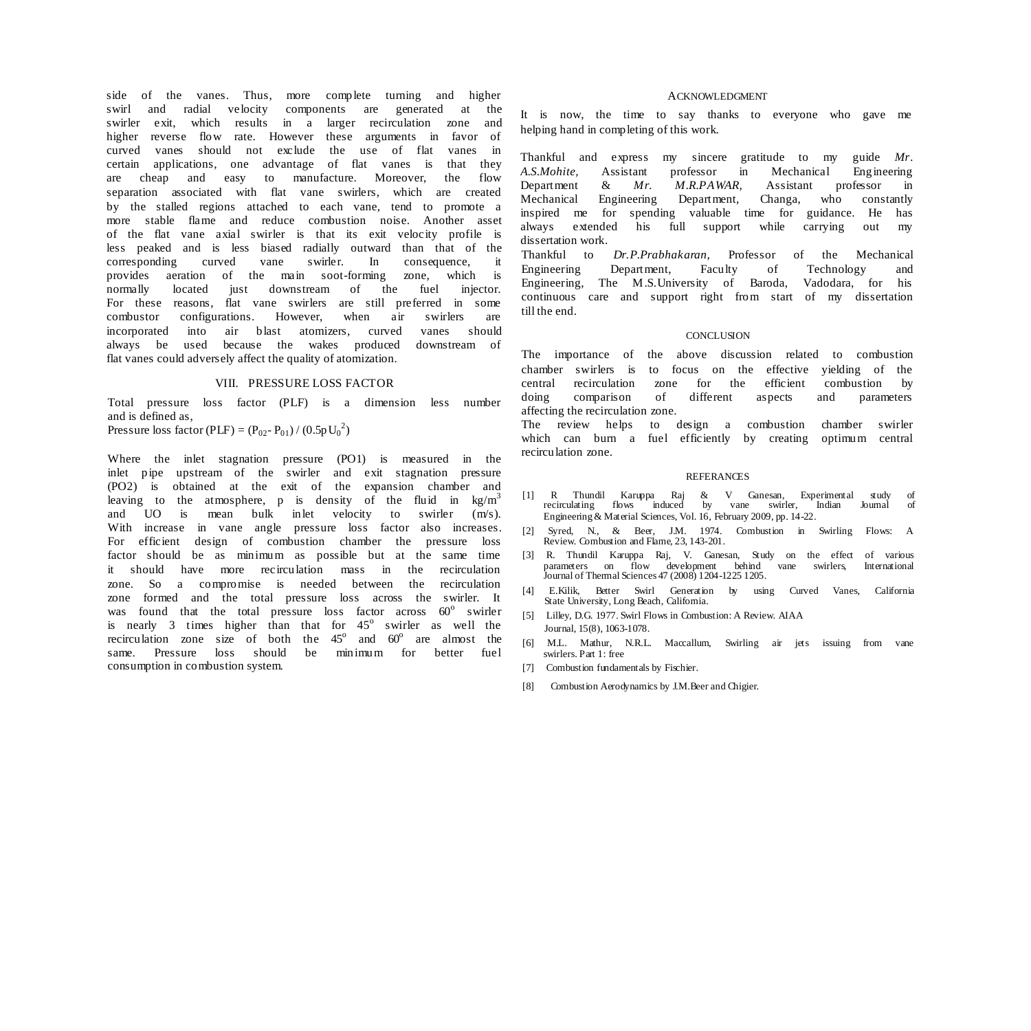side of the vanes. Thus, more complete turning and higher swirl and radial velocity components are generated at the swirler exit, which results in a larger recirculation zone and higher reverse flow rate. However these arguments in favor of curved vanes should not exclude the use of flat vanes in certain applications, one advantage of flat vanes is that they are cheap and easy to manufacture. Moreover, the flow separation associated with flat vane swirlers, which are created by the stalled regions attached to each vane, tend to promote a more stable flame and reduce combustion noise. Another asset of the flat vane axial swirler is that its exit velocity profile is less peaked and is less biased radially outward than that of the corresponding curved vane swirler. In consequence, it provides aeration of the main soot-forming zone, which is normally located just downstream of the fuel injector. For these reasons, flat vane swirlers are still preferred in some combustor configurations. However, when air swirlers are incorporated into air blast atomizers, curved vanes should always be used because the wakes produced downstream of flat vanes could adversely affect the quality of atomization.

## VIII. PRESSURE LOSS FACTOR

Total pressure loss factor (PLF) is a dimension less number and is defined as,

Pressure loss factor (PLF) = $(P_{02} - P_{01}) / (0.5\rho U_0^2)$

Where the inlet stagnation pressure (PO1) is measured in the inlet pipe upstream of the swirler and exit stagnation pressure (PO2) is obtained at the exit of the expansion chamber and leaving to the atmosphere, ρ is density of the fluid in $kg/m^3$ and UO is mean bulk inlet velocity to swirler (m/s). With increase in vane angle pressure loss factor also increases. For efficient design of combustion chamber the pressure loss factor should be as minimum as possible but at the same time it should have more recirculation mass in the recirculation zone. So a compromise is needed between the recirculation zone formed and the total pressure loss across the swirler. It was found that the total pressure loss factor across $60^o$ swirler is nearly 3 times higher than that for $45^o$ swirler as well the recirculation zone size of both the $45^o$ and $60^o$ are almost the same. Pressure loss should be minimum for better fuel consumption in combustion system.

## ACKNOWLEDGMENT

It is now, the time to say thanks to everyone who gave me helping hand in completing of this work.

Thankful and express my sincere gratitude to my guide *Mr. A.S.Mohite,* Assistant professor in Mechanical Engineering Department & *Mr. M.R.PAWAR,* Assistant professor in Mechanical Engineering Department, Changa, who constantly inspired me for spending valuable time for guidance. He has always extended his full support while carrying out my dissertation work.

Thankful to *Dr.P.Prabhakaran,* Professor of the Mechanical Engineering Department, Faculty of Technology and Engineering, The M.S.University of Baroda, Vadodara, for his continuous care and support right from start of my dissertation till the end.

## CONCLUSION

The importance of the above discussion related to combustion chamber swirlers is to focus on the effective yielding of the central recirculation zone for the efficient combustion by doing comparison of different aspects and parameters affecting the recirculation zone.

The review helps to design a combustion chamber swirler which can burn a fuel efficiently by creating optimum central recirculation zone.

## REFERANCES

[1] R Thundil Karuppa Raj & V Ganesan, Experimental study of recirculating flows induced by vane swirler, Indian Journal of Engineering & Material Sciences, Vol. 16, February 2009, pp. 14-22.

[2] Syred, N., & Beer, J.M. 1974. Combustion in Swirling Flows: A Review. Combustion and Flame, 23, 143-201.

[3] R. Thundil Karuppa Raj, V. Ganesan, Study on the effect of various parameters on flow development behind vane swirlers, International Journal of Thermal Sciences 47 (2008) 1204-1225 1205.

[4] E.Kilik, Better Swirl Generation by using Curved Vanes, California State University, Long Beach, California.

[5] Lilley, D.G. 1977. Swirl Flows in Combustion: A Review. AIAA Journal, 15(8), 1063-1078.

[6] M.L. Mathur, N.R.L. Maccallum, Swirling air jets issuing from vane swirlers. Part 1: free

[7] Combustion fundamentals by Fischier.

[8] Combustion Aerodynamics by J.M.Beer and Chigier.